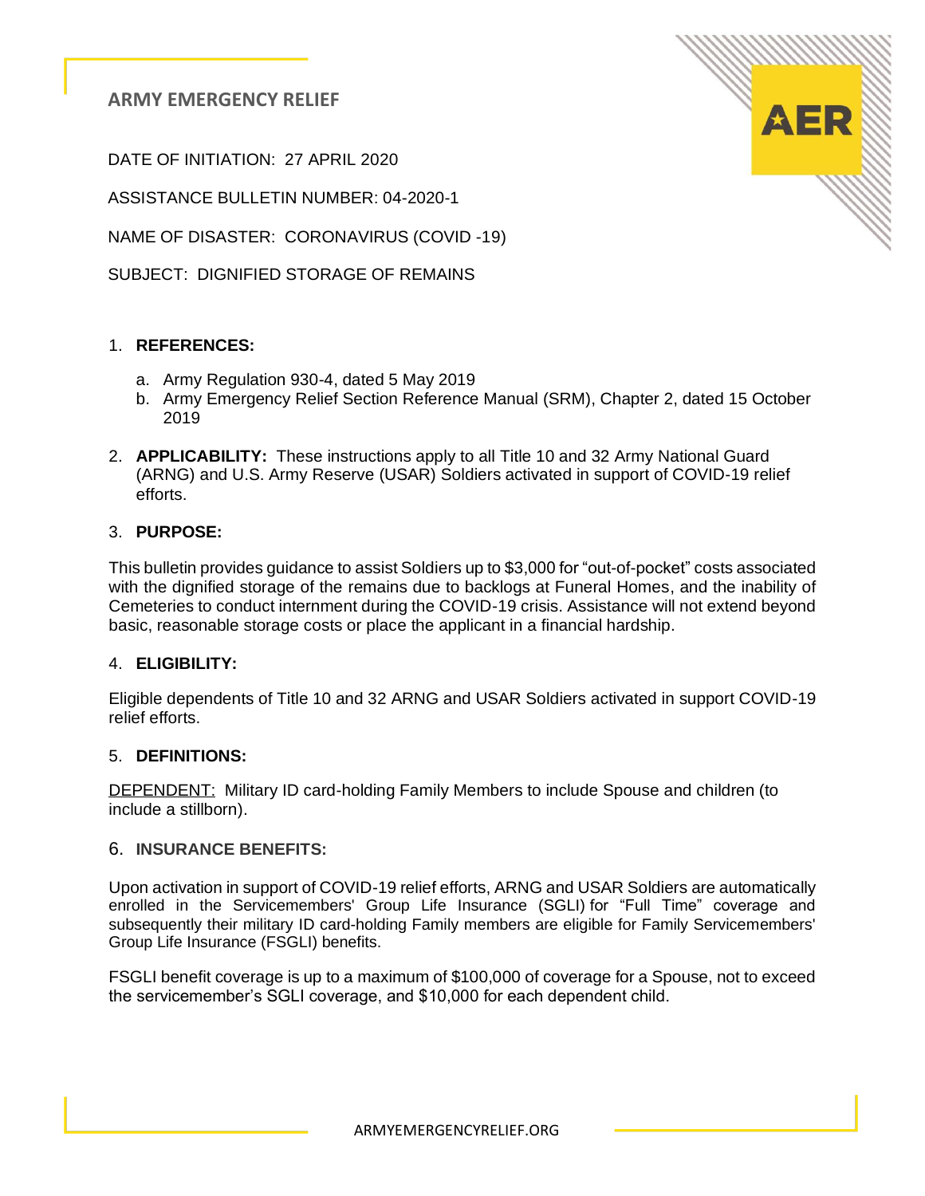# ARMY EMERGENCY RELIEF

DATE OF INITIATION: 27 APRIL 2020

ASSISTANCE BULLETIN NUMBER: 04-2020-1

NAME OF DISASTER: CORONAVIRUS (COVID -19)

SUBJECT: DIGNIFIED STORAGE OF REMAINS

1. **REFERENCES:**

   a. Army Regulation 930-4, dated 5 May 2019
   b. Army Emergency Relief Section Reference Manual (SRM), Chapter 2, dated 15 October 2019

2. **APPLICABILITY:** These instructions apply to all Title 10 and 32 Army National Guard (ARNG) and U.S. Army Reserve (USAR) Soldiers activated in support of COVID-19 relief efforts.

3. **PURPOSE:**

This bulletin provides guidance to assist Soldiers up to $3,000 for "out-of-pocket" costs associated with the dignified storage of the remains due to backlogs at Funeral Homes, and the inability of Cemeteries to conduct internment during the COVID-19 crisis. Assistance will not extend beyond basic, reasonable storage costs or place the applicant in a financial hardship.

4. **ELIGIBILITY:**

Eligible dependents of Title 10 and 32 ARNG and USAR Soldiers activated in support COVID-19 relief efforts.

5. **DEFINITIONS:**

DEPENDENT: Military ID card-holding Family Members to include Spouse and children (to include a stillborn).

6. **INSURANCE BENEFITS:**

Upon activation in support of COVID-19 relief efforts, ARNG and USAR Soldiers are automatically enrolled in the Servicemembers' Group Life Insurance (SGLI) for "Full Time" coverage and subsequently their military ID card-holding Family members are eligible for Family Servicemembers' Group Life Insurance (FSGLI) benefits.

FSGLI benefit coverage is up to a maximum of $100,000 of coverage for a Spouse, not to exceed the servicemember's SGLI coverage, and $10,000 for each dependent child.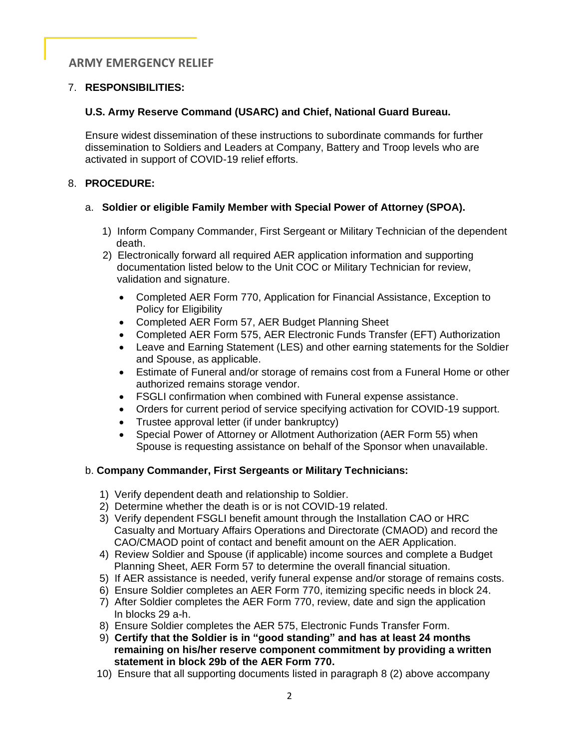ARMY EMERGENCY RELIEF

7. **RESPONSIBILITIES:**

   **U.S. Army Reserve Command (USARC) and Chief, National Guard Bureau.**

   Ensure widest dissemination of these instructions to subordinate commands for further dissemination to Soldiers and Leaders at Company, Battery and Troop levels who are activated in support of COVID-19 relief efforts.

8. **PROCEDURE:**

   a. **Soldier or eligible Family Member with Special Power of Attorney (SPOA).**

      1) Inform Company Commander, First Sergeant or Military Technician of the dependent death.
      2) Electronically forward all required AER application information and supporting documentation listed below to the Unit COC or Military Technician for review, validation and signature.

         - Completed AER Form 770, Application for Financial Assistance, Exception to Policy for Eligibility
         - Completed AER Form 57, AER Budget Planning Sheet
         - Completed AER Form 575, AER Electronic Funds Transfer (EFT) Authorization
         - Leave and Earning Statement (LES) and other earning statements for the Soldier and Spouse, as applicable.
         - Estimate of Funeral and/or storage of remains cost from a Funeral Home or other authorized remains storage vendor.
         - FSGLI confirmation when combined with Funeral expense assistance.
         - Orders for current period of service specifying activation for COVID-19 support.
         - Trustee approval letter (if under bankruptcy)
         - Special Power of Attorney or Allotment Authorization (AER Form 55) when Spouse is requesting assistance on behalf of the Sponsor when unavailable.

   b. **Company Commander, First Sergeants or Military Technicians:**

      1) Verify dependent death and relationship to Soldier.
      2) Determine whether the death is or is not COVID-19 related.
      3) Verify dependent FSGLI benefit amount through the Installation CAO or HRC Casualty and Mortuary Affairs Operations and Directorate (CMAOD) and record the CAO/CMAOD point of contact and benefit amount on the AER Application.
      4) Review Soldier and Spouse (if applicable) income sources and complete a Budget Planning Sheet, AER Form 57 to determine the overall financial situation.
      5) If AER assistance is needed, verify funeral expense and/or storage of remains costs.
      6) Ensure Soldier completes an AER Form 770, itemizing specific needs in block 24.
      7) After Soldier completes the AER Form 770, review, date and sign the application In blocks 29 a-h.
      8) Ensure Soldier completes the AER 575, Electronic Funds Transfer Form.
      9) **Certify that the Soldier is in "good standing" and has at least 24 months remaining on his/her reserve component commitment by providing a written statement in block 29b of the AER Form 770.**
      10) Ensure that all supporting documents listed in paragraph 8 (2) above accompany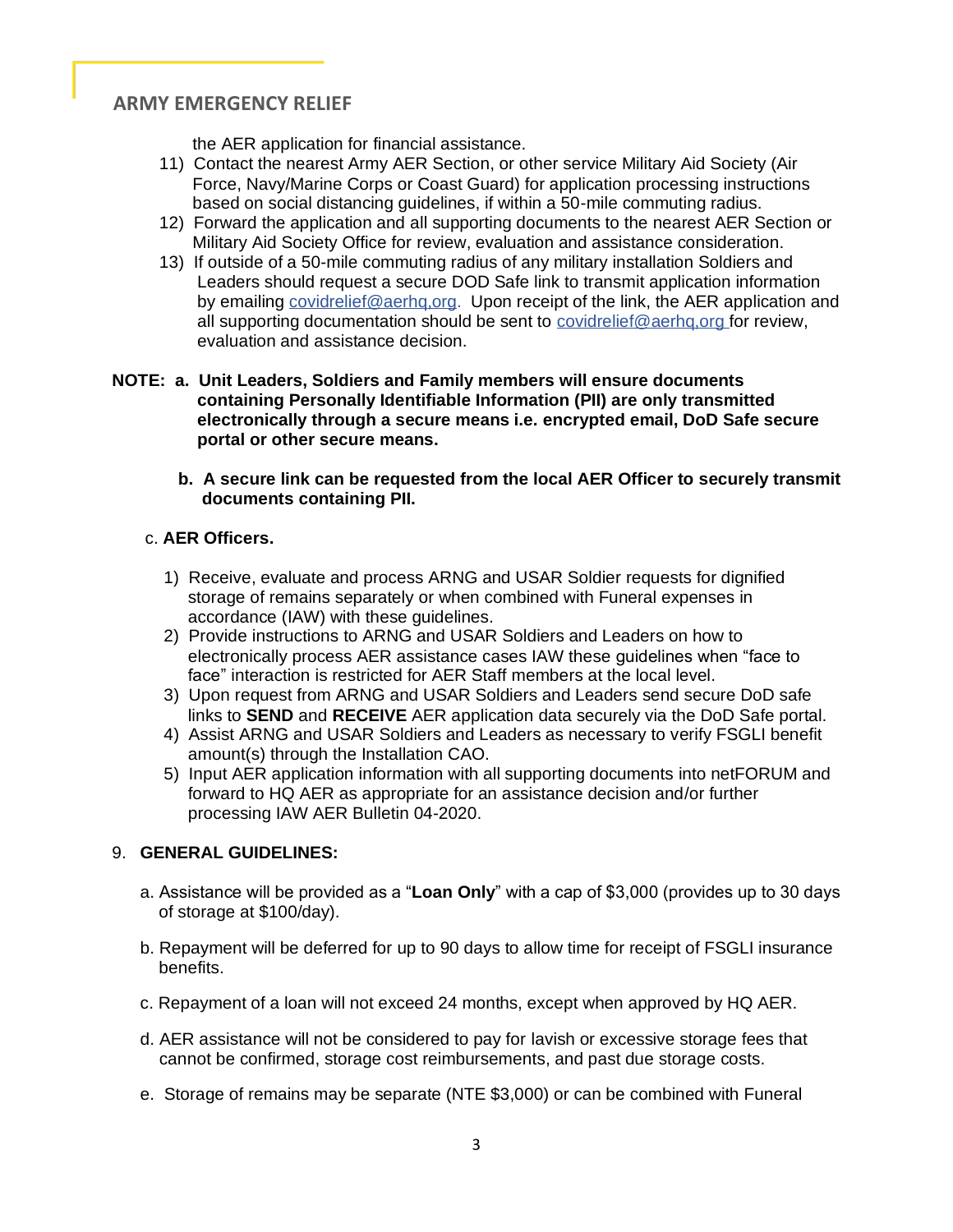the AER application for financial assistance.

11) Contact the nearest Army AER Section, or other service Military Aid Society (Air Force, Navy/Marine Corps or Coast Guard) for application processing instructions based on social distancing guidelines, if within a 50-mile commuting radius.
12) Forward the application and all supporting documents to the nearest AER Section or Military Aid Society Office for review, evaluation and assistance consideration.
13) If outside of a 50-mile commuting radius of any military installation Soldiers and Leaders should request a secure DOD Safe link to transmit application information by emailing covidrelief@aerhq.org. Upon receipt of the link, the AER application and all supporting documentation should be sent to covidrelief@aerhq.org for review, evaluation and assistance decision.

**NOTE: a. Unit Leaders, Soldiers and Family members will ensure documents containing Personally Identifiable Information (PII) are only transmitted electronically through a secure means i.e. encrypted email, DoD Safe secure portal or other secure means.**

**b. A secure link can be requested from the local AER Officer to securely transmit documents containing PII.**

c. **AER Officers.**

1) Receive, evaluate and process ARNG and USAR Soldier requests for dignified storage of remains separately or when combined with Funeral expenses in accordance (IAW) with these guidelines.
2) Provide instructions to ARNG and USAR Soldiers and Leaders on how to electronically process AER assistance cases IAW these guidelines when "face to face" interaction is restricted for AER Staff members at the local level.
3) Upon request from ARNG and USAR Soldiers and Leaders send secure DoD safe links to **SEND** and **RECEIVE** AER application data securely via the DoD Safe portal.
4) Assist ARNG and USAR Soldiers and Leaders as necessary to verify FSGLI benefit amount(s) through the Installation CAO.
5) Input AER application information with all supporting documents into netFORUM and forward to HQ AER as appropriate for an assistance decision and/or further processing IAW AER Bulletin 04-2020.

9. **GENERAL GUIDELINES:**

a. Assistance will be provided as a "**Loan Only**" with a cap of $3,000 (provides up to 30 days of storage at $100/day).

b. Repayment will be deferred for up to 90 days to allow time for receipt of FSGLI insurance benefits.

c. Repayment of a loan will not exceed 24 months, except when approved by HQ AER.

d. AER assistance will not be considered to pay for lavish or excessive storage fees that cannot be confirmed, storage cost reimbursements, and past due storage costs.

e. Storage of remains may be separate (NTE $3,000) or can be combined with Funeral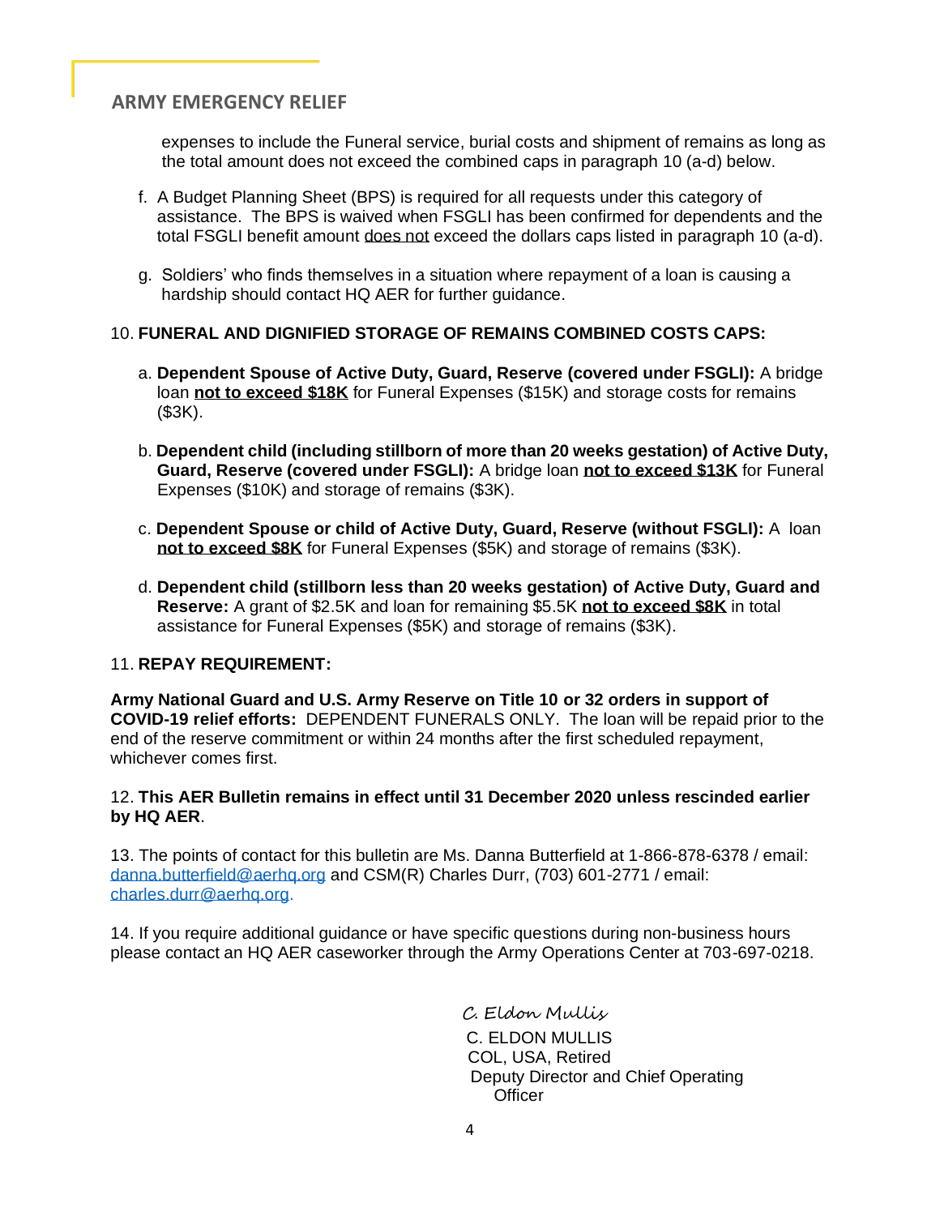expenses to include the Funeral service, burial costs and shipment of remains as long as the total amount does not exceed the combined caps in paragraph 10 (a-d) below.

f. A Budget Planning Sheet (BPS) is required for all requests under this category of assistance. The BPS is waived when FSGLI has been confirmed for dependents and the total FSGLI benefit amount <u>does not</u> exceed the dollars caps listed in paragraph 10 (a-d).

g. Soldiers' who finds themselves in a situation where repayment of a loan is causing a hardship should contact HQ AER for further guidance.

10. **FUNERAL AND DIGNIFIED STORAGE OF REMAINS COMBINED COSTS CAPS:**

a. **Dependent Spouse of Active Duty, Guard, Reserve (covered under FSGLI):** A bridge loan **<u>not to exceed $18K</u>** for Funeral Expenses ($15K) and storage costs for remains ($3K).

b. **Dependent child (including stillborn of more than 20 weeks gestation) of Active Duty, Guard, Reserve (covered under FSGLI):** A bridge loan **<u>not to exceed $13K</u>** for Funeral Expenses ($10K) and storage of remains ($3K).

c. **Dependent Spouse or child of Active Duty, Guard, Reserve (without FSGLI):** A loan **<u>not to exceed $8K</u>** for Funeral Expenses ($5K) and storage of remains ($3K).

d. **Dependent child (stillborn less than 20 weeks gestation) of Active Duty, Guard and Reserve:** A grant of $2.5K and loan for remaining $5.5K **<u>not to exceed $8K</u>** in total assistance for Funeral Expenses ($5K) and storage of remains ($3K).

11. **REPAY REQUIREMENT:**

**Army National Guard and U.S. Army Reserve on Title 10 or 32 orders in support of COVID-19 relief efforts:** DEPENDENT FUNERALS ONLY. The loan will be repaid prior to the end of the reserve commitment or within 24 months after the first scheduled repayment, whichever comes first.

12. **This AER Bulletin remains in effect until 31 December 2020 unless rescinded earlier by HQ AER**.

13. The points of contact for this bulletin are Ms. Danna Butterfield at 1-866-878-6378 / email: danna.butterfield@aerhq.org and CSM(R) Charles Durr, (703) 601-2771 / email: charles.durr@aerhq.org.

14. If you require additional guidance or have specific questions during non-business hours please contact an HQ AER caseworker through the Army Operations Center at 703-697-0218.

*C. Eldon Mullis*

C. ELDON MULLIS
COL, USA, Retired
Deputy Director and Chief Operating Officer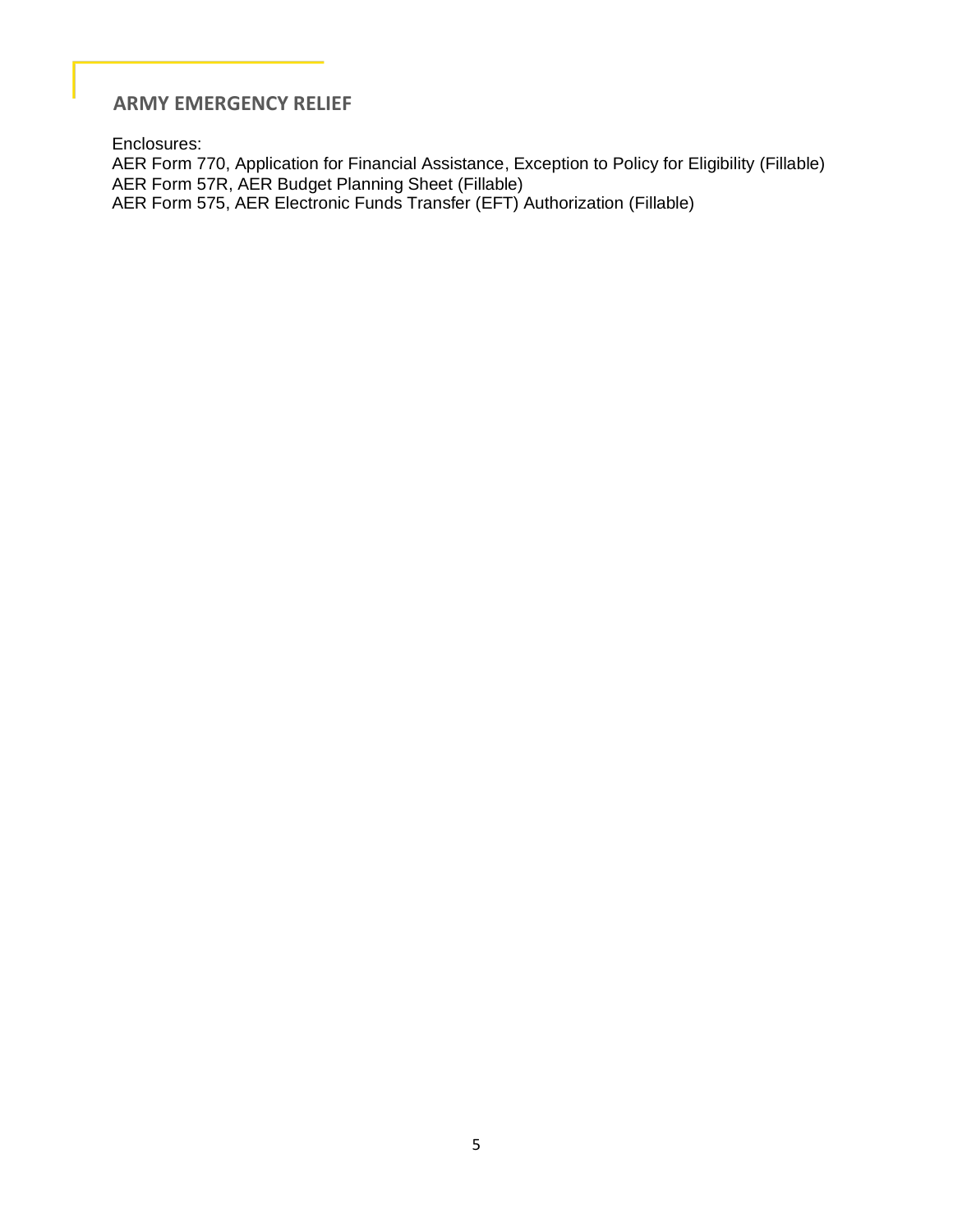Enclosures:
AER Form 770, Application for Financial Assistance, Exception to Policy for Eligibility (Fillable)
AER Form 57R, AER Budget Planning Sheet (Fillable)
AER Form 575, AER Electronic Funds Transfer (EFT) Authorization (Fillable)